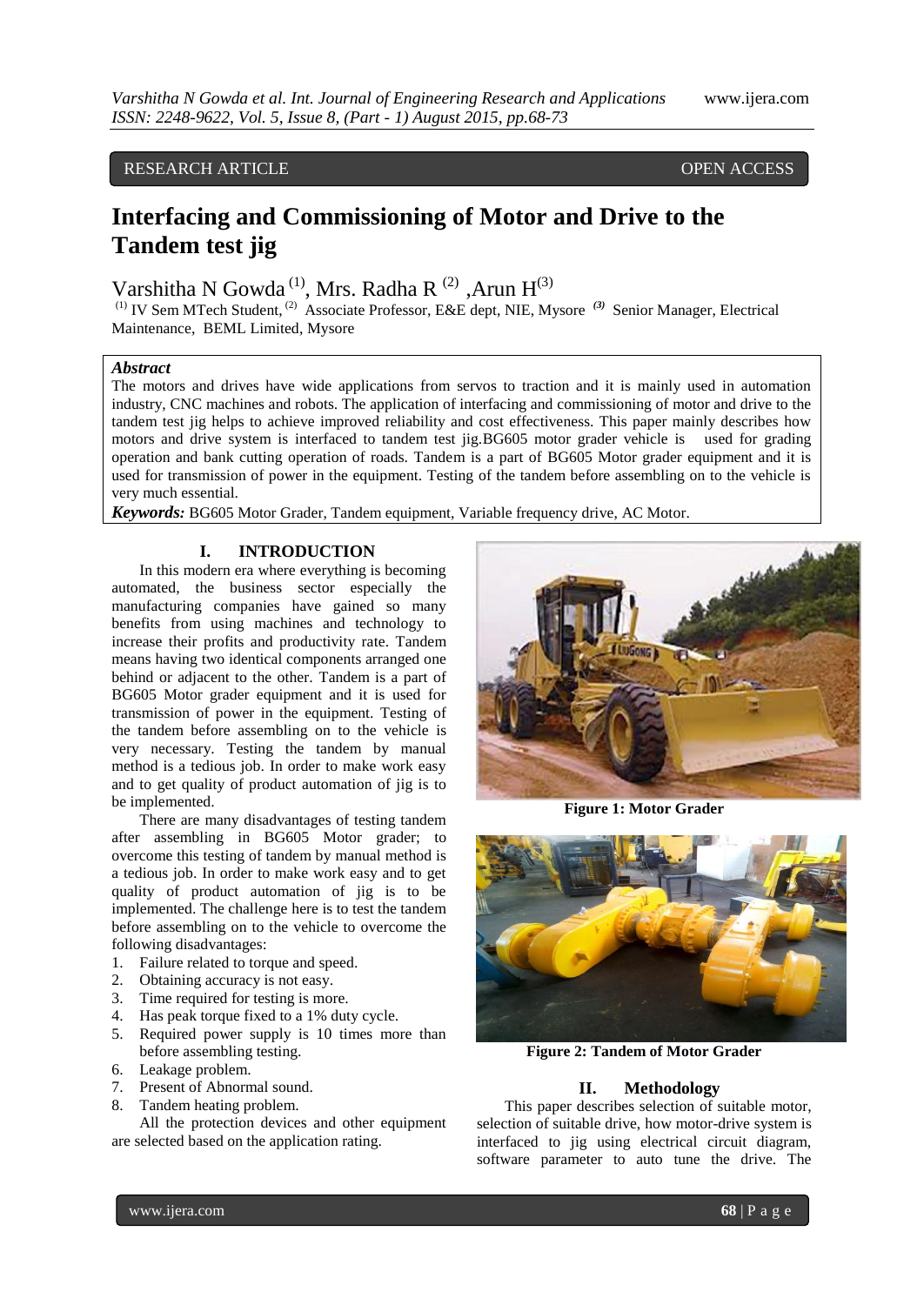RESEARCH ARTICLE OPEN ACCESS

# Interfacing and Commissioning of Motor and Drive to the Tandem test jig

Varshitha N Gowda [1], Mrs. Radha R [2] ,Arun H[3]

[1] IV Sem MTech Student, [2] Associate Professor, E&E dept, NIE, Mysore [3] Senior Manager, Electrical Maintenance, BEML Limited, Mysore

***Abstract***

The motors and drives have wide applications from servos to traction and it is mainly used in automation industry, CNC machines and robots. The application of interfacing and commissioning of motor and drive to the tandem test jig helps to achieve improved reliability and cost effectiveness. This paper mainly describes how motors and drive system is interfaced to tandem test jig.BG605 motor grader vehicle is used for grading operation and bank cutting operation of roads. Tandem is a part of BG605 Motor grader equipment and it is used for transmission of power in the equipment. Testing of the tandem before assembling on to the vehicle is very much essential.

***Keywords:*** BG605 Motor Grader, Tandem equipment, Variable frequency drive, AC Motor.

## I. INTRODUCTION

In this modern era where everything is becoming automated, the business sector especially the manufacturing companies have gained so many benefits from using machines and technology to increase their profits and productivity rate. Tandem means having two identical components arranged one behind or adjacent to the other. Tandem is a part of BG605 Motor grader equipment and it is used for transmission of power in the equipment. Testing of the tandem before assembling on to the vehicle is very necessary. Testing the tandem by manual method is a tedious job. In order to make work easy and to get quality of product automation of jig is to be implemented.

There are many disadvantages of testing tandem after assembling in BG605 Motor grader; to overcome this testing of tandem by manual method is a tedious job. In order to make work easy and to get quality of product automation of jig is to be implemented. The challenge here is to test the tandem before assembling on to the vehicle to overcome the following disadvantages:

1. Failure related to torque and speed.
2. Obtaining accuracy is not easy.
3. Time required for testing is more.
4. Has peak torque fixed to a 1% duty cycle.
5. Required power supply is 10 times more than before assembling testing.
6. Leakage problem.
7. Present of Abnormal sound.
8. Tandem heating problem.

All the protection devices and other equipment are selected based on the application rating.

**Figure 1: Motor Grader**

**Figure 2: Tandem of Motor Grader**

## II. Methodology

This paper describes selection of suitable motor, selection of suitable drive, how motor-drive system is interfaced to jig using electrical circuit diagram, software parameter to auto tune the drive. The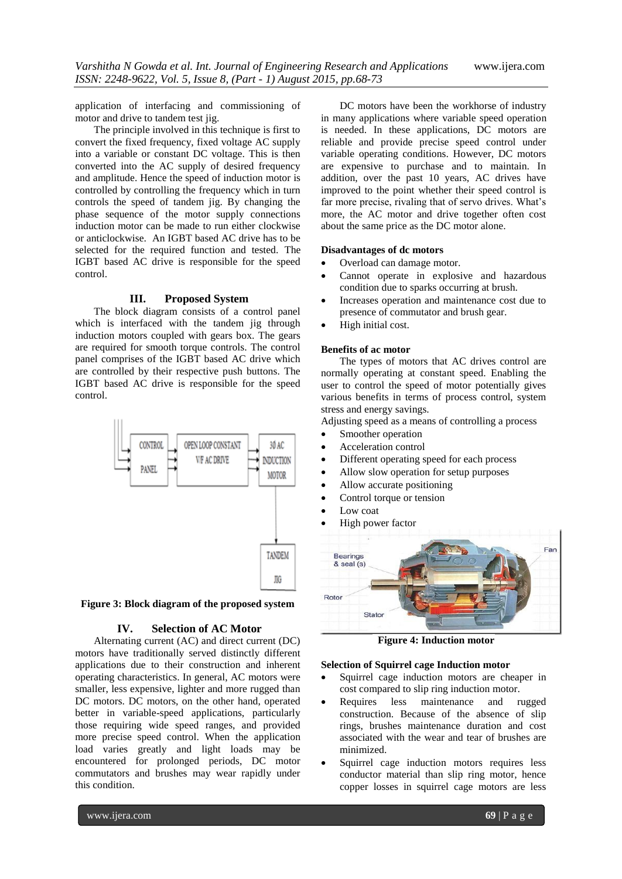application of interfacing and commissioning of motor and drive to tandem test jig.

The principle involved in this technique is first to convert the fixed frequency, fixed voltage AC supply into a variable or constant DC voltage. This is then converted into the AC supply of desired frequency and amplitude. Hence the speed of induction motor is controlled by controlling the frequency which in turn controls the speed of tandem jig. By changing the phase sequence of the motor supply connections induction motor can be made to run either clockwise or anticlockwise. An IGBT based AC drive has to be selected for the required function and tested. The IGBT based AC drive is responsible for the speed control.

## III. Proposed System

The block diagram consists of a control panel which is interfaced with the tandem jig through induction motors coupled with gears box. The gears are required for smooth torque controls. The control panel comprises of the IGBT based AC drive which are controlled by their respective push buttons. The IGBT based AC drive is responsible for the speed control.

**Figure 3: Block diagram of the proposed system**

## IV. Selection of AC Motor

Alternating current (AC) and direct current (DC) motors have traditionally served distinctly different applications due to their construction and inherent operating characteristics. In general, AC motors were smaller, less expensive, lighter and more rugged than DC motors. DC motors, on the other hand, operated better in variable-speed applications, particularly those requiring wide speed ranges, and provided more precise speed control. When the application load varies greatly and light loads may be encountered for prolonged periods, DC motor commutators and brushes may wear rapidly under this condition.

DC motors have been the workhorse of industry in many applications where variable speed operation is needed. In these applications, DC motors are reliable and provide precise speed control under variable operating conditions. However, DC motors are expensive to purchase and to maintain. In addition, over the past 10 years, AC drives have improved to the point whether their speed control is far more precise, rivaling that of servo drives. What's more, the AC motor and drive together often cost about the same price as the DC motor alone.

**Disadvantages of dc motors**

- Overload can damage motor.
- Cannot operate in explosive and hazardous condition due to sparks occurring at brush.
- Increases operation and maintenance cost due to presence of commutator and brush gear.
- High initial cost.

**Benefits of ac motor**

The types of motors that AC drives control are normally operating at constant speed. Enabling the user to control the speed of motor potentially gives various benefits in terms of process control, system stress and energy savings.

Adjusting speed as a means of controlling a process

- Smoother operation
- Acceleration control
- Different operating speed for each process
- Allow slow operation for setup purposes
- Allow accurate positioning
- Control torque or tension
- Low coat
- High power factor

**Figure 4: Induction motor**

**Selection of Squirrel cage Induction motor**

- Squirrel cage induction motors are cheaper in cost compared to slip ring induction motor.
- Requires less maintenance and rugged construction. Because of the absence of slip rings, brushes maintenance duration and cost associated with the wear and tear of brushes are minimized.
- Squirrel cage induction motors requires less conductor material than slip ring motor, hence copper losses in squirrel cage motors are less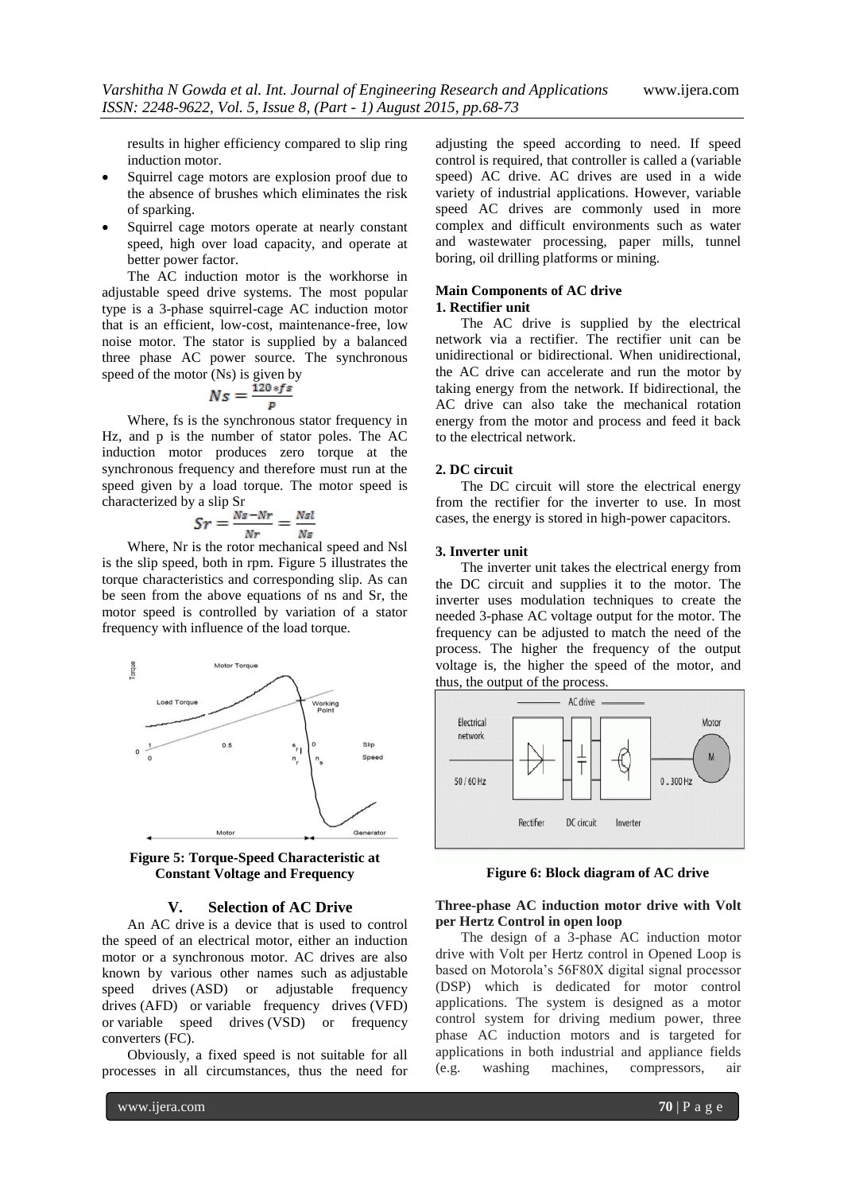results in higher efficiency compared to slip ring induction motor.

- Squirrel cage motors are explosion proof due to the absence of brushes which eliminates the risk of sparking.
- Squirrel cage motors operate at nearly constant speed, high over load capacity, and operate at better power factor.

The AC induction motor is the workhorse in adjustable speed drive systems. The most popular type is a 3-phase squirrel-cage AC induction motor that is an efficient, low-cost, maintenance-free, low noise motor. The stator is supplied by a balanced three phase AC power source. The synchronous speed of the motor (Ns) is given by

$$Ns = \frac{120 * fs}{p}$$

Where, fs is the synchronous stator frequency in Hz, and p is the number of stator poles. The AC induction motor produces zero torque at the synchronous frequency and therefore must run at the speed given by a load torque. The motor speed is characterized by a slip Sr

$$Sr = \frac{Ns - Nr}{Nr} = \frac{Nsl}{Ns}$$

Where, Nr is the rotor mechanical speed and Nsl is the slip speed, both in rpm. Figure 5 illustrates the torque characteristics and corresponding slip. As can be seen from the above equations of ns and Sr, the motor speed is controlled by variation of a stator frequency with influence of the load torque.

**Figure 5: Torque-Speed Characteristic at Constant Voltage and Frequency**

## V. Selection of AC Drive

An AC drive is a device that is used to control the speed of an electrical motor, either an induction motor or a synchronous motor. AC drives are also known by various other names such as adjustable speed drives (ASD) or adjustable frequency drives (AFD) or variable frequency drives (VFD) or variable speed drives (VSD) or frequency converters (FC).

Obviously, a fixed speed is not suitable for all processes in all circumstances, thus the need for adjusting the speed according to need. If speed control is required, that controller is called a (variable speed) AC drive. AC drives are used in a wide variety of industrial applications. However, variable speed AC drives are commonly used in more complex and difficult environments such as water and wastewater processing, paper mills, tunnel boring, oil drilling platforms or mining.

### Main Components of AC drive

**1. Rectifier unit**

The AC drive is supplied by the electrical network via a rectifier. The rectifier unit can be unidirectional or bidirectional. When unidirectional, the AC drive can accelerate and run the motor by taking energy from the network. If bidirectional, the AC drive can also take the mechanical rotation energy from the motor and process and feed it back to the electrical network.

**2. DC circuit**

The DC circuit will store the electrical energy from the rectifier for the inverter to use. In most cases, the energy is stored in high-power capacitors.

**3. Inverter unit**

The inverter unit takes the electrical energy from the DC circuit and supplies it to the motor. The inverter uses modulation techniques to create the needed 3-phase AC voltage output for the motor. The frequency can be adjusted to match the need of the process. The higher the frequency of the output voltage is, the higher the speed of the motor, and thus, the output of the process.

**Figure 6: Block diagram of AC drive**

**Three-phase AC induction motor drive with Volt per Hertz Control in open loop**

The design of a 3-phase AC induction motor drive with Volt per Hertz control in Opened Loop is based on Motorola's 56F80X digital signal processor (DSP) which is dedicated for motor control applications. The system is designed as a motor control system for driving medium power, three phase AC induction motors and is targeted for applications in both industrial and appliance fields (e.g. washing machines, compressors, air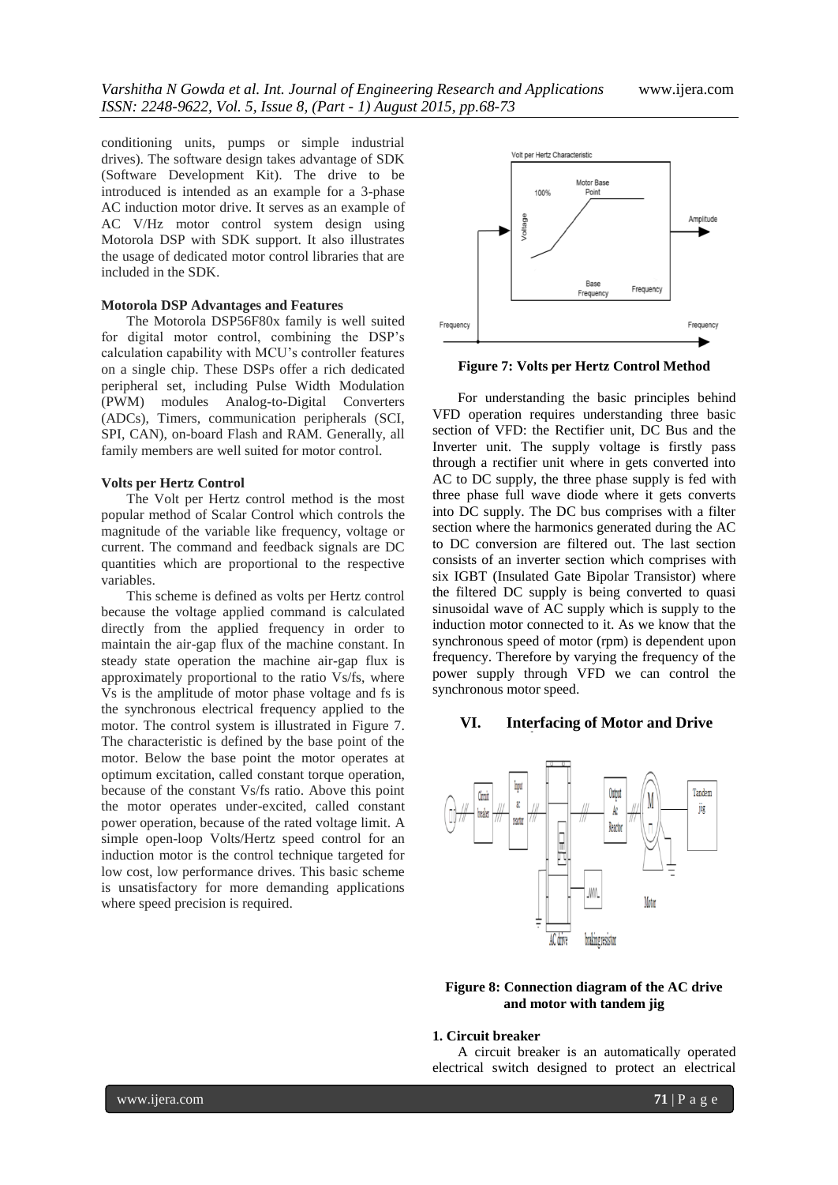conditioning units, pumps or simple industrial drives). The software design takes advantage of SDK (Software Development Kit). The drive to be introduced is intended as an example for a 3-phase AC induction motor drive. It serves as an example of AC V/Hz motor control system design using Motorola DSP with SDK support. It also illustrates the usage of dedicated motor control libraries that are included in the SDK.

**Motorola DSP Advantages and Features**

The Motorola DSP56F80x family is well suited for digital motor control, combining the DSP's calculation capability with MCU's controller features on a single chip. These DSPs offer a rich dedicated peripheral set, including Pulse Width Modulation (PWM) modules Analog-to-Digital Converters (ADCs), Timers, communication peripherals (SCI, SPI, CAN), on-board Flash and RAM. Generally, all family members are well suited for motor control.

**Volts per Hertz Control**

The Volt per Hertz control method is the most popular method of Scalar Control which controls the magnitude of the variable like frequency, voltage or current. The command and feedback signals are DC quantities which are proportional to the respective variables.

This scheme is defined as volts per Hertz control because the voltage applied command is calculated directly from the applied frequency in order to maintain the air-gap flux of the machine constant. In steady state operation the machine air-gap flux is approximately proportional to the ratio Vs/fs, where Vs is the amplitude of motor phase voltage and fs is the synchronous electrical frequency applied to the motor. The control system is illustrated in Figure 7. The characteristic is defined by the base point of the motor. Below the base point the motor operates at optimum excitation, called constant torque operation, because of the constant Vs/fs ratio. Above this point the motor operates under-excited, called constant power operation, because of the rated voltage limit. A simple open-loop Volts/Hertz speed control for an induction motor is the control technique targeted for low cost, low performance drives. This basic scheme is unsatisfactory for more demanding applications where speed precision is required.

**Figure 7: Volts per Hertz Control Method**

For understanding the basic principles behind VFD operation requires understanding three basic section of VFD: the Rectifier unit, DC Bus and the Inverter unit. The supply voltage is firstly pass through a rectifier unit where in gets converted into AC to DC supply, the three phase supply is fed with three phase full wave diode where it gets converts into DC supply. The DC bus comprises with a filter section where the harmonics generated during the AC to DC conversion are filtered out. The last section consists of an inverter section which comprises with six IGBT (Insulated Gate Bipolar Transistor) where the filtered DC supply is being converted to quasi sinusoidal wave of AC supply which is supply to the induction motor connected to it. As we know that the synchronous speed of motor (rpm) is dependent upon frequency. Therefore by varying the frequency of the power supply through VFD we can control the synchronous motor speed.

## VI. Interfacing of Motor and Drive

**Figure 8: Connection diagram of the AC drive and motor with tandem jig**

**1. Circuit breaker**

A circuit breaker is an automatically operated electrical switch designed to protect an electrical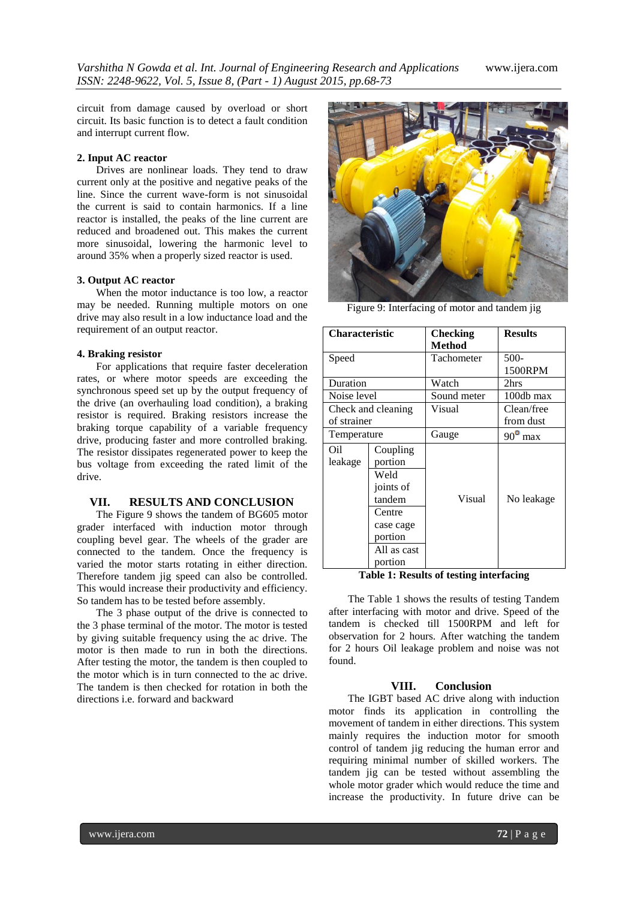circuit from damage caused by overload or short circuit. Its basic function is to detect a fault condition and interrupt current flow.

#### 2. Input AC reactor

Drives are nonlinear loads. They tend to draw current only at the positive and negative peaks of the line. Since the current wave-form is not sinusoidal the current is said to contain harmonics. If a line reactor is installed, the peaks of the line current are reduced and broadened out. This makes the current more sinusoidal, lowering the harmonic level to around 35% when a properly sized reactor is used.

#### 3. Output AC reactor

When the motor inductance is too low, a reactor may be needed. Running multiple motors on one drive may also result in a low inductance load and the requirement of an output reactor.

#### 4. Braking resistor

For applications that require faster deceleration rates, or where motor speeds are exceeding the synchronous speed set up by the output frequency of the drive (an overhauling load condition), a braking resistor is required. Braking resistors increase the braking torque capability of a variable frequency drive, producing faster and more controlled braking. The resistor dissipates regenerated power to keep the bus voltage from exceeding the rated limit of the drive.

## VII. RESULTS AND CONCLUSION

The Figure 9 shows the tandem of BG605 motor grader interfaced with induction motor through coupling bevel gear. The wheels of the grader are connected to the tandem. Once the frequency is varied the motor starts rotating in either direction. Therefore tandem jig speed can also be controlled. This would increase their productivity and efficiency. So tandem has to be tested before assembly.

The 3 phase output of the drive is connected to the 3 phase terminal of the motor. The motor is tested by giving suitable frequency using the ac drive. The motor is then made to run in both the directions. After testing the motor, the tandem is then coupled to the motor which is in turn connected to the ac drive. The tandem is then checked for rotation in both the directions i.e. forward and backward

Figure 9: Interfacing of motor and tandem jig

| Characteristic | | Checking Method | Results |
|---|---|---|---|
| Speed | | Tachometer | 500-1500RPM |
| Duration | | Watch | 2hrs |
| Noise level | | Sound meter | 100db max |
| Check and cleaning of strainer | | Visual | Clean/free from dust |
| Temperature | | Gauge | $90^{0}$ max |
| Oil leakage | Coupling portion | Visual | No leakage |
| | Weld joints of tandem | | |
| | Centre case cage portion | | |
| | All as cast portion | | |

**Table 1: Results of testing interfacing**

The Table 1 shows the results of testing Tandem after interfacing with motor and drive. Speed of the tandem is checked till 1500RPM and left for observation for 2 hours. After watching the tandem for 2 hours Oil leakage problem and noise was not found.

## VIII. Conclusion

The IGBT based AC drive along with induction motor finds its application in controlling the movement of tandem in either directions. This system mainly requires the induction motor for smooth control of tandem jig reducing the human error and requiring minimal number of skilled workers. The tandem jig can be tested without assembling the whole motor grader which would reduce the time and increase the productivity. In future drive can be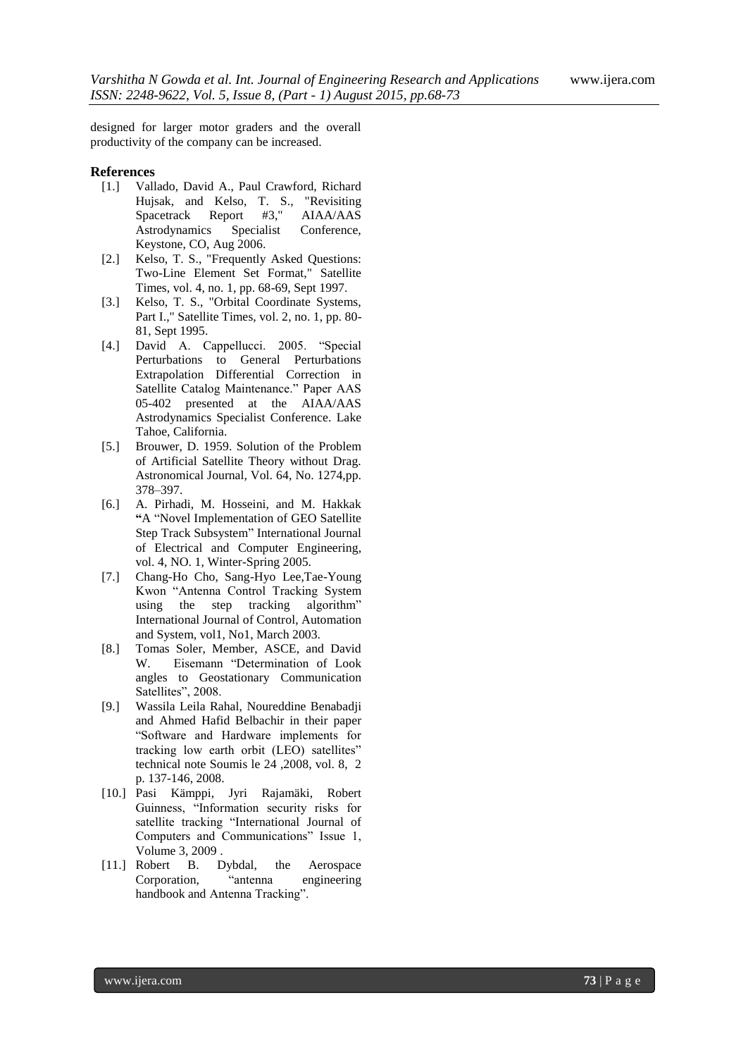designed for larger motor graders and the overall productivity of the company can be increased.

## References

[1.] Vallado, David A., Paul Crawford, Richard Hujsak, and Kelso, T. S., "Revisiting Spacetrack Report #3," AIAA/AAS Astrodynamics Specialist Conference, Keystone, CO, Aug 2006.

[2.] Kelso, T. S., "Frequently Asked Questions: Two-Line Element Set Format," Satellite Times, vol. 4, no. 1, pp. 68-69, Sept 1997.

[3.] Kelso, T. S., "Orbital Coordinate Systems, Part I.," Satellite Times, vol. 2, no. 1, pp. 80-81, Sept 1995.

[4.] David A. Cappellucci. 2005. "Special Perturbations to General Perturbations Extrapolation Differential Correction in Satellite Catalog Maintenance." Paper AAS 05-402 presented at the AIAA/AAS Astrodynamics Specialist Conference. Lake Tahoe, California.

[5.] Brouwer, D. 1959. Solution of the Problem of Artificial Satellite Theory without Drag. Astronomical Journal, Vol. 64, No. 1274,pp. 378–397.

[6.] A. Pirhadi, M. Hosseini, and M. Hakkak **"**A "Novel Implementation of GEO Satellite Step Track Subsystem" International Journal of Electrical and Computer Engineering, vol. 4, NO. 1, Winter-Spring 2005.

[7.] Chang-Ho Cho, Sang-Hyo Lee,Tae-Young Kwon "Antenna Control Tracking System using the step tracking algorithm" International Journal of Control, Automation and System, vol1, No1, March 2003.

[8.] Tomas Soler, Member, ASCE, and David W. Eisemann "Determination of Look angles to Geostationary Communication Satellites", 2008.

[9.] Wassila Leila Rahal, Noureddine Benabadji and Ahmed Hafid Belbachir in their paper "Software and Hardware implements for tracking low earth orbit (LEO) satellites" technical note Soumis le 24 ,2008, vol. 8, 2 p. 137-146, 2008.

[10.] Pasi Kämppi, Jyri Rajamäki, Robert Guinness, "Information security risks for satellite tracking "International Journal of Computers and Communications" Issue 1, Volume 3, 2009 .

[11.] Robert B. Dybdal, the Aerospace Corporation, "antenna engineering handbook and Antenna Tracking".